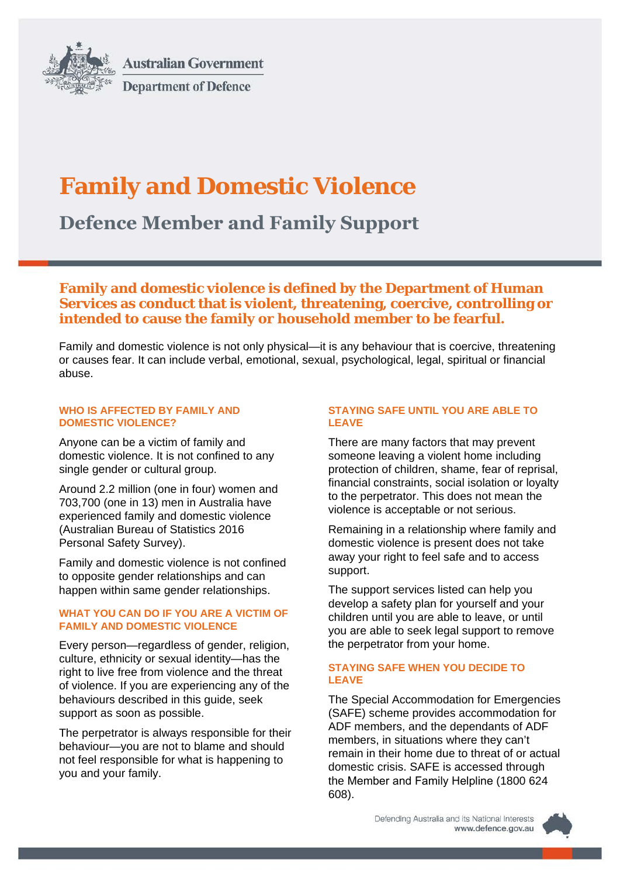Australian Government

Department of Defence

# Family and Domestic Violence

## Defence Member and Family Support

**Family and domestic violence is defined by the Department of Human Services as conduct that is violent, threatening, coercive, controlling or intended to cause the family or household member to be fearful.**

Family and domestic violence is not only physical—it is any behaviour that is coercive, threatening or causes fear. It can include verbal, emotional, sexual, psychological, legal, spiritual or financial abuse.

### WHO IS AFFECTED BY FAMILY AND DOMESTIC VIOLENCE?

Anyone can be a victim of family and domestic violence. It is not confined to any single gender or cultural group.

Around 2.2 million (one in four) women and 703,700 (one in 13) men in Australia have experienced family and domestic violence (Australian Bureau of Statistics 2016 Personal Safety Survey).

Family and domestic violence is not confined to opposite gender relationships and can happen within same gender relationships.

### WHAT YOU CAN DO IF YOU ARE A VICTIM OF FAMILY AND DOMESTIC VIOLENCE

Every person—regardless of gender, religion, culture, ethnicity or sexual identity—has the right to live free from violence and the threat of violence. If you are experiencing any of the behaviours described in this guide, seek support as soon as possible.

The perpetrator is always responsible for their behaviour—you are not to blame and should not feel responsible for what is happening to you and your family.

### STAYING SAFE UNTIL YOU ARE ABLE TO LEAVE

There are many factors that may prevent someone leaving a violent home including protection of children, shame, fear of reprisal, financial constraints, social isolation or loyalty to the perpetrator. This does not mean the violence is acceptable or not serious.

Remaining in a relationship where family and domestic violence is present does not take away your right to feel safe and to access support.

The support services listed can help you develop a safety plan for yourself and your children until you are able to leave, or until you are able to seek legal support to remove the perpetrator from your home.

### STAYING SAFE WHEN YOU DECIDE TO LEAVE

The Special Accommodation for Emergencies (SAFE) scheme provides accommodation for ADF members, and the dependants of ADF members, in situations where they can't remain in their home due to threat of or actual domestic crisis. SAFE is accessed through the Member and Family Helpline (1800 624 608).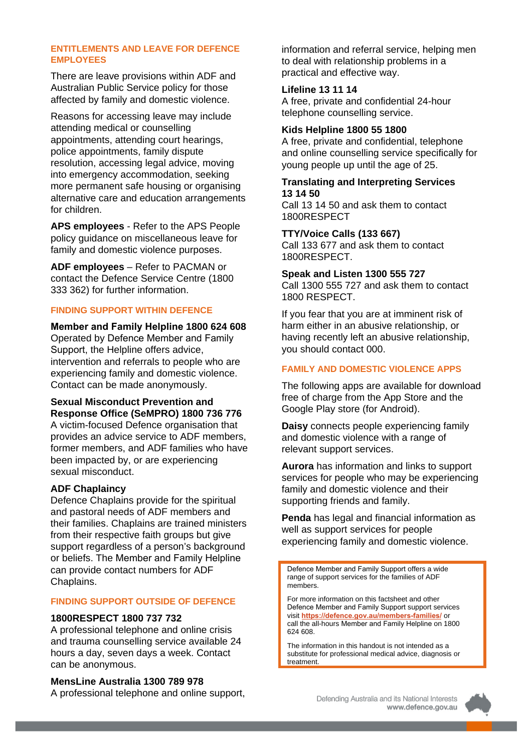## ENTITLEMENTS AND LEAVE FOR DEFENCE EMPLOYEES

There are leave provisions within ADF and Australian Public Service policy for those affected by family and domestic violence.

Reasons for accessing leave may include attending medical or counselling appointments, attending court hearings, police appointments, family dispute resolution, accessing legal advice, moving into emergency accommodation, seeking more permanent safe housing or organising alternative care and education arrangements for children.

**APS employees** - Refer to the APS People policy guidance on miscellaneous leave for family and domestic violence purposes.

**ADF employees** – Refer to PACMAN or contact the Defence Service Centre (1800 333 362) for further information.

## FINDING SUPPORT WITHIN DEFENCE

**Member and Family Helpline 1800 624 608**
Operated by Defence Member and Family Support, the Helpline offers advice, intervention and referrals to people who are experiencing family and domestic violence. Contact can be made anonymously.

**Sexual Misconduct Prevention and Response Office (SeMPRO) 1800 736 776**
A victim-focused Defence organisation that provides an advice service to ADF members, former members, and ADF families who have been impacted by, or are experiencing sexual misconduct.

**ADF Chaplaincy**
Defence Chaplains provide for the spiritual and pastoral needs of ADF members and their families. Chaplains are trained ministers from their respective faith groups but give support regardless of a person's background or beliefs. The Member and Family Helpline can provide contact numbers for ADF Chaplains.

## FINDING SUPPORT OUTSIDE OF DEFENCE

**1800RESPECT 1800 737 732**
A professional telephone and online crisis and trauma counselling service available 24 hours a day, seven days a week. Contact can be anonymous.

**MensLine Australia 1300 789 978**
A professional telephone and online support, information and referral service, helping men to deal with relationship problems in a practical and effective way.

**Lifeline 13 11 14**
A free, private and confidential 24-hour telephone counselling service.

**Kids Helpline 1800 55 1800**
A free, private and confidential, telephone and online counselling service specifically for young people up until the age of 25.

**Translating and Interpreting Services 13 14 50**
Call 13 14 50 and ask them to contact 1800RESPECT

**TTY/Voice Calls (133 667)**
Call 133 677 and ask them to contact 1800RESPECT.

**Speak and Listen 1300 555 727**
Call 1300 555 727 and ask them to contact 1800 RESPECT.

If you fear that you are at imminent risk of harm either in an abusive relationship, or having recently left an abusive relationship, you should contact 000.

## FAMILY AND DOMESTIC VIOLENCE APPS

The following apps are available for download free of charge from the App Store and the Google Play store (for Android).

**Daisy** connects people experiencing family and domestic violence with a range of relevant support services.

**Aurora** has information and links to support services for people who may be experiencing family and domestic violence and their supporting friends and family.

**Penda** has legal and financial information as well as support services for people experiencing family and domestic violence.

Defence Member and Family Support offers a wide range of support services for the families of ADF members.

For more information on this factsheet and other Defence Member and Family Support support services visit **https://defence.gov.au/members-families/** or call the all-hours Member and Family Helpline on 1800 624 608.

The information in this handout is not intended as a substitute for professional medical advice, diagnosis or treatment.